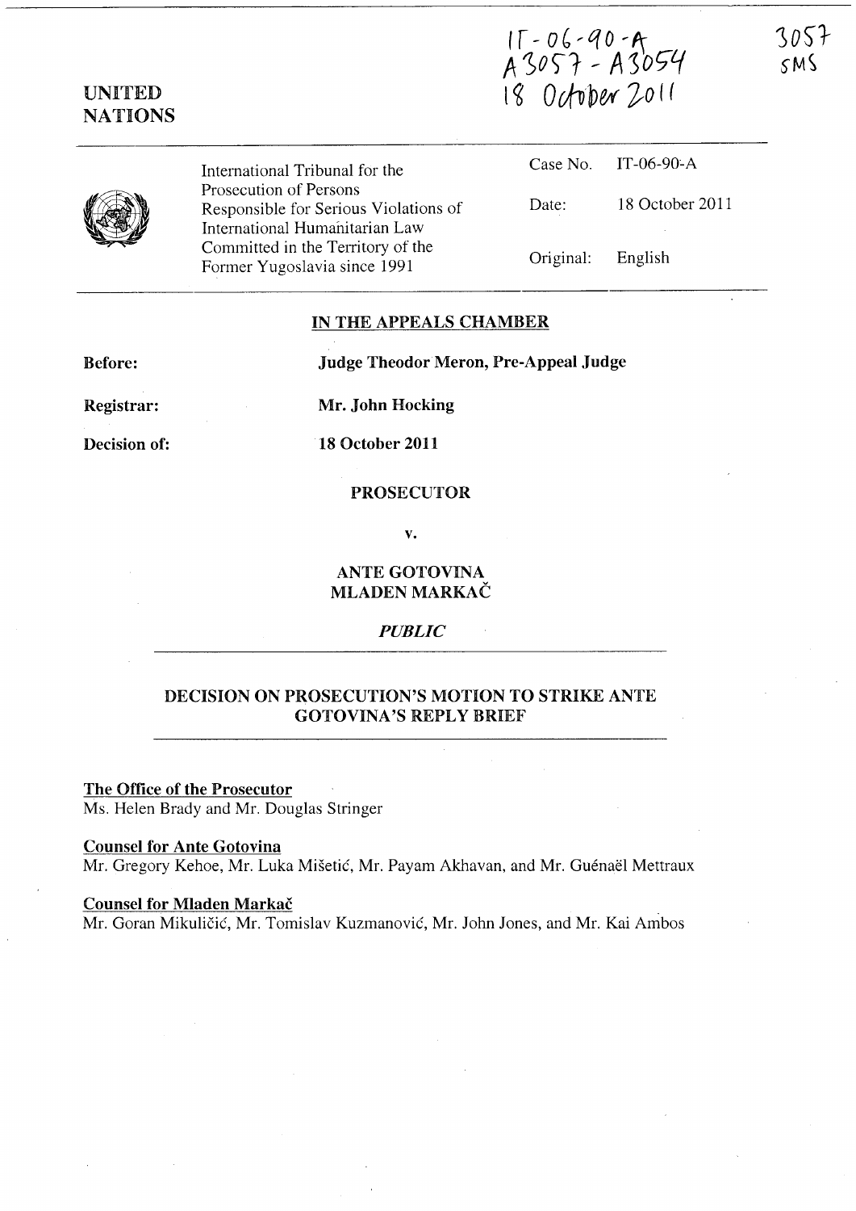IT-06-90-A
A3057 - A3054
18 October 2011

3057
SMS

UNITED NATIONS

International Tribunal for the Prosecution of Persons Responsible for Serious Violations of International Humanitarian Law Committed in the Territory of the Former Yugoslavia since 1991

| | |
|---|---|
| Case No. | IT-06-90-A |
| Date: | 18 October 2011 |
| Original: | English |

## IN THE APPEALS CHAMBER

**Before:** **Judge Theodor Meron, Pre-Appeal Judge**

**Registrar:** **Mr. John Hocking**

**Decision of:** **18 October 2011**

**PROSECUTOR**

**v.**

**ANTE GOTOVINA**
**MLADEN MARKAČ**

***PUBLIC***

## DECISION ON PROSECUTION'S MOTION TO STRIKE ANTE GOTOVINA'S REPLY BRIEF

**The Office of the Prosecutor**
Ms. Helen Brady and Mr. Douglas Stringer

**Counsel for Ante Gotovina**
Mr. Gregory Kehoe, Mr. Luka Mišetić, Mr. Payam Akhavan, and Mr. Guénaël Mettraux

**Counsel for Mladen Markač**
Mr. Goran Mikuličić, Mr. Tomislav Kuzmanović, Mr. John Jones, and Mr. Kai Ambos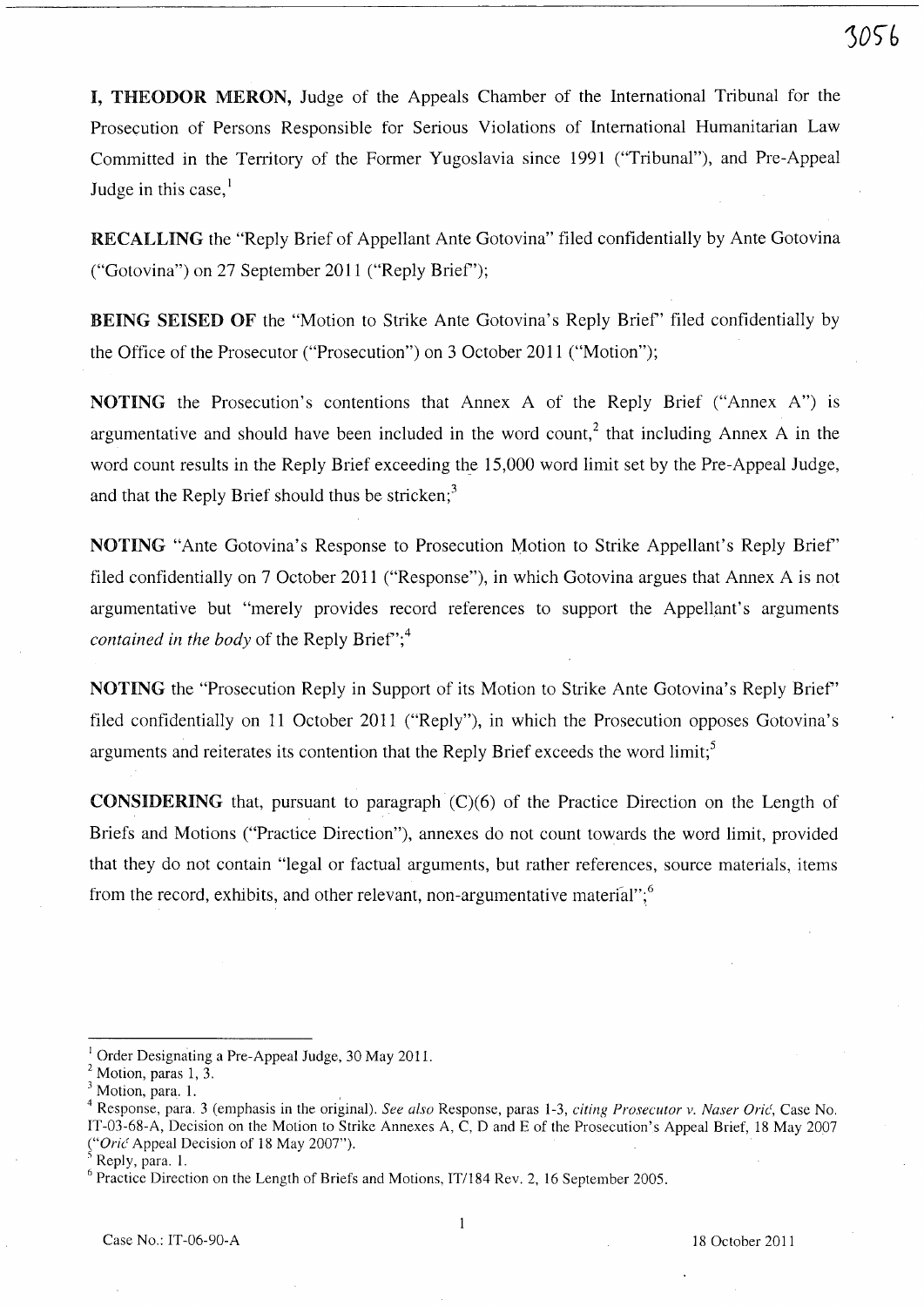**I, THEODOR MERON,** Judge of the Appeals Chamber of the International Tribunal for the Prosecution of Persons Responsible for Serious Violations of International Humanitarian Law Committed in the Territory of the Former Yugoslavia since 1991 ("Tribunal"), and Pre-Appeal Judge in this case,[1]

**RECALLING** the "Reply Brief of Appellant Ante Gotovina" filed confidentially by Ante Gotovina ("Gotovina") on 27 September 2011 ("Reply Brief");

**BEING SEISED OF** the "Motion to Strike Ante Gotovina's Reply Brief" filed confidentially by the Office of the Prosecutor ("Prosecution") on 3 October 2011 ("Motion");

**NOTING** the Prosecution's contentions that Annex A of the Reply Brief ("Annex A") is argumentative and should have been included in the word count,[2] that including Annex A in the word count results in the Reply Brief exceeding the 15,000 word limit set by the Pre-Appeal Judge, and that the Reply Brief should thus be stricken;[3]

**NOTING** "Ante Gotovina's Response to Prosecution Motion to Strike Appellant's Reply Brief" filed confidentially on 7 October 2011 ("Response"), in which Gotovina argues that Annex A is not argumentative but "merely provides record references to support the Appellant's arguments *contained in the body* of the Reply Brief";[4]

**NOTING** the "Prosecution Reply in Support of its Motion to Strike Ante Gotovina's Reply Brief" filed confidentially on 11 October 2011 ("Reply"), in which the Prosecution opposes Gotovina's arguments and reiterates its contention that the Reply Brief exceeds the word limit;[5]

**CONSIDERING** that, pursuant to paragraph (C)(6) of the Practice Direction on the Length of Briefs and Motions ("Practice Direction"), annexes do not count towards the word limit, provided that they do not contain "legal or factual arguments, but rather references, source materials, items from the record, exhibits, and other relevant, non-argumentative material";[6]

---

[1] Order Designating a Pre-Appeal Judge, 30 May 2011.

[2] Motion, paras 1, 3.

[3] Motion, para. 1.

[4] Response, para. 3 (emphasis in the original). *See also* Response, paras 1-3, *citing Prosecutor v. Naser Orić*, Case No. IT-03-68-A, Decision on the Motion to Strike Annexes A, C, D and E of the Prosecution's Appeal Brief, 18 May 2007 ("*Orić* Appeal Decision of 18 May 2007").

[5] Reply, para. 1.

[6] Practice Direction on the Length of Briefs and Motions, IT/184 Rev. 2, 16 September 2005.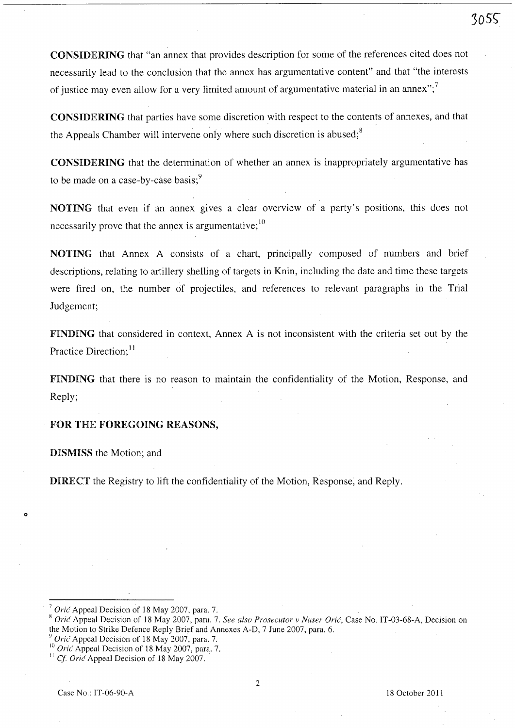**CONSIDERING** that "an annex that provides description for some of the references cited does not necessarily lead to the conclusion that the annex has argumentative content" and that "the interests of justice may even allow for a very limited amount of argumentative material in an annex";[7]

**CONSIDERING** that parties have some discretion with respect to the contents of annexes, and that the Appeals Chamber will intervene only where such discretion is abused;[8]

**CONSIDERING** that the determination of whether an annex is inappropriately argumentative has to be made on a case-by-case basis;[9]

**NOTING** that even if an annex gives a clear overview of a party's positions, this does not necessarily prove that the annex is argumentative;[10]

**NOTING** that Annex A consists of a chart, principally composed of numbers and brief descriptions, relating to artillery shelling of targets in Knin, including the date and time these targets were fired on, the number of projectiles, and references to relevant paragraphs in the Trial Judgement;

**FINDING** that considered in context, Annex A is not inconsistent with the criteria set out by the Practice Direction;[11]

**FINDING** that there is no reason to maintain the confidentiality of the Motion, Response, and Reply;

**FOR THE FOREGOING REASONS,**

**DISMISS** the Motion; and

**DIRECT** the Registry to lift the confidentiality of the Motion, Response, and Reply.

---

[7] *Orić* Appeal Decision of 18 May 2007, para. 7.

[8] *Orić* Appeal Decision of 18 May 2007, para. 7. *See also Prosecutor v Naser Orić*, Case No. IT-03-68-A, Decision on the Motion to Strike Defence Reply Brief and Annexes A-D, 7 June 2007, para. 6.

[9] *Orić* Appeal Decision of 18 May 2007, para. 7.

[10] *Orić* Appeal Decision of 18 May 2007, para. 7.

[11] *Cf. Orić* Appeal Decision of 18 May 2007.

Case No.: IT-06-90-A 18 October 2011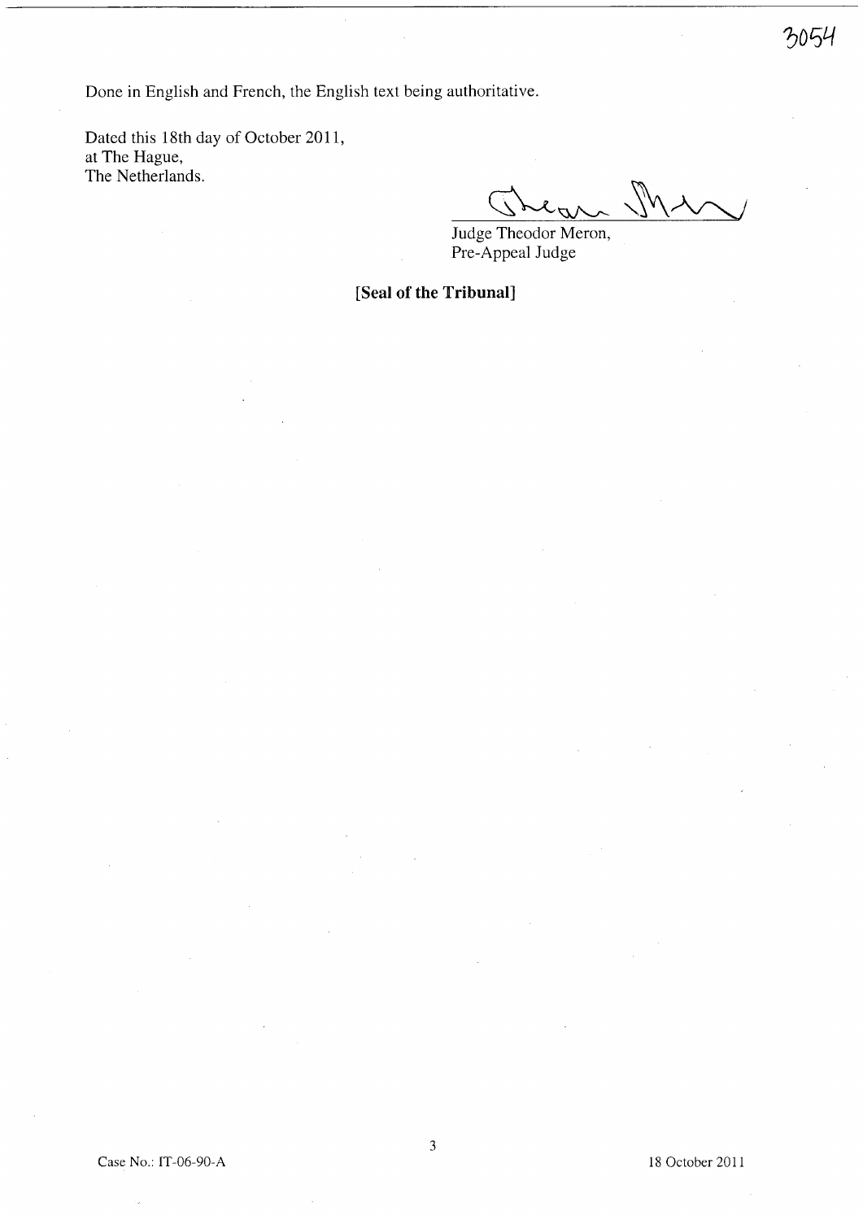Done in English and French, the English text being authoritative.

Dated this 18th day of October 2011,
at The Hague,
The Netherlands.

Judge Theodor Meron,
Pre-Appeal Judge

**[Seal of the Tribunal]**